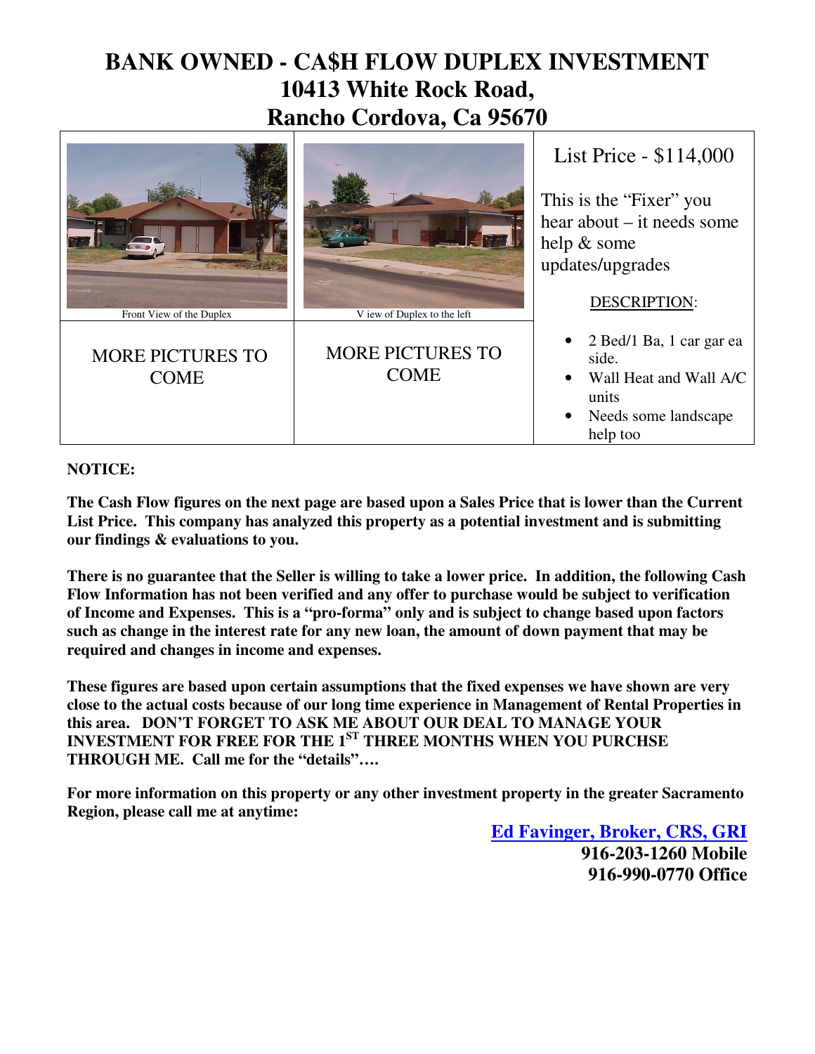# BANK OWNED - CA$H FLOW DUPLEX INVESTMENT
# 10413 White Rock Road,
# Rancho Cordova, Ca 95670

Front View of the Duplex

V iew of Duplex to the left

MORE PICTURES TO COME

MORE PICTURES TO COME

List Price - $114,000

This is the "Fixer" you hear about – it needs some help & some updates/upgrades

DESCRIPTION:

- 2 Bed/1 Ba, 1 car gar ea side.
- Wall Heat and Wall A/C units
- Needs some landscape help too

**NOTICE:**

**The Cash Flow figures on the next page are based upon a Sales Price that is lower than the Current List Price. This company has analyzed this property as a potential investment and is submitting our findings & evaluations to you.**

**There is no guarantee that the Seller is willing to take a lower price. In addition, the following Cash Flow Information has not been verified and any offer to purchase would be subject to verification of Income and Expenses. This is a "pro-forma" only and is subject to change based upon factors such as change in the interest rate for any new loan, the amount of down payment that may be required and changes in income and expenses.**

**These figures are based upon certain assumptions that the fixed expenses we have shown are very close to the actual costs because of our long time experience in Management of Rental Properties in this area. DON'T FORGET TO ASK ME ABOUT OUR DEAL TO MANAGE YOUR INVESTMENT FOR FREE FOR THE 1ST THREE MONTHS WHEN YOU PURCHSE THROUGH ME. Call me for the "details"….**

**For more information on this property or any other investment property in the greater Sacramento Region, please call me at anytime:**

**Ed Favinger, Broker, CRS, GRI**
**916-203-1260 Mobile**
**916-990-0770 Office**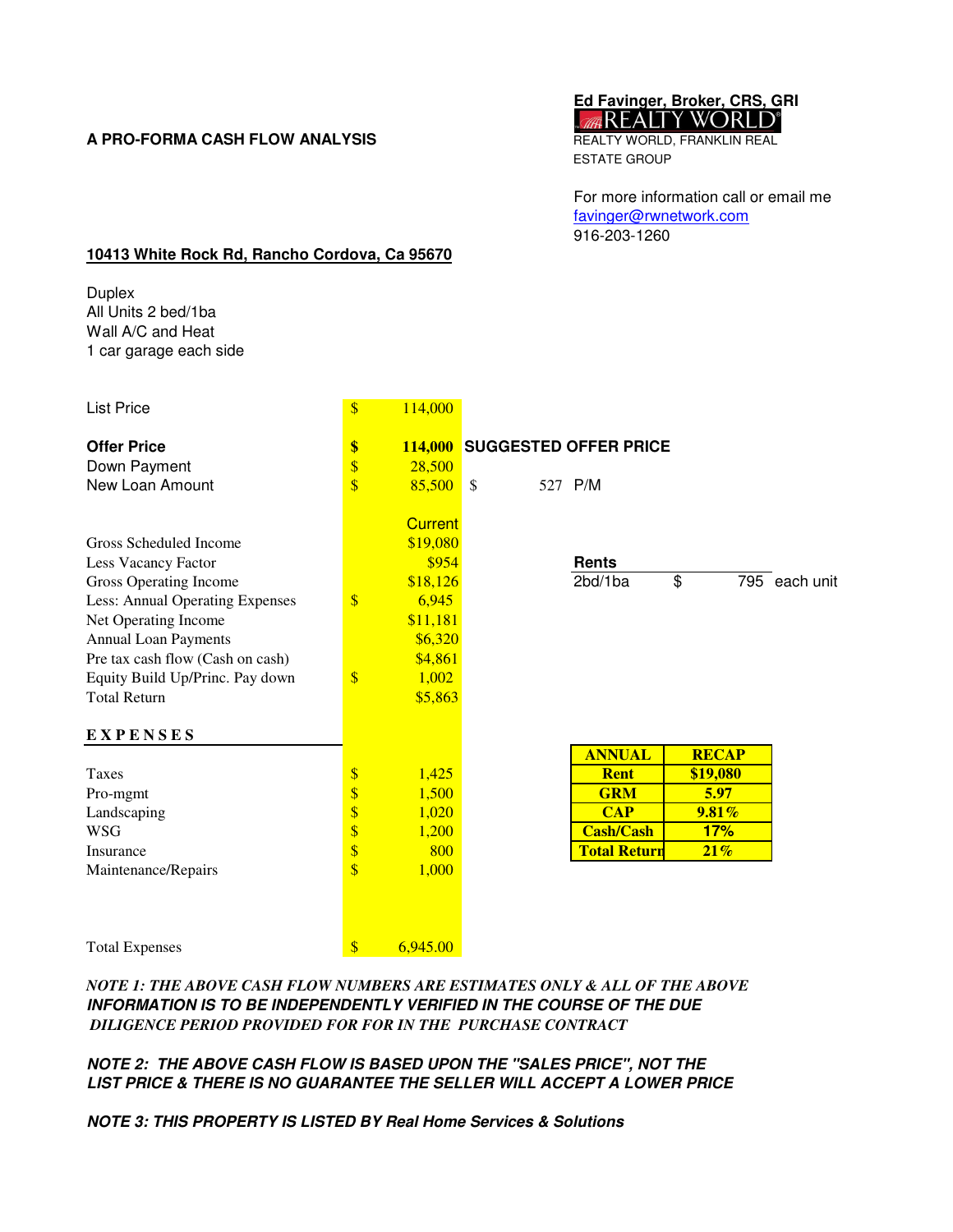**Ed Favinger, Broker, CRS, GRI**
REALTY WORLD
REALTY WORLD, FRANKLIN REAL ESTATE GROUP

For more information call or email me
favinger@rwnetwork.com
916-203-1260

**A PRO-FORMA CASH FLOW ANALYSIS**

**10413 White Rock Rd, Rancho Cordova, Ca 95670**

Duplex
All Units 2 bed/1ba
Wall A/C and Heat
1 car garage each side

| | | | |
|---|---|---|---|
| List Price | $ 114,000 | | |
| **Offer Price** | **$ 114,000** | **SUGGESTED OFFER PRICE** | |
| Down Payment | $ 28,500 | | |
| New Loan Amount | $ 85,500 | $ 527 | P/M |
| | Current | | |
| Gross Scheduled Income | $19,080 | | |
| Less Vacancy Factor | $954 | | |
| Gross Operating Income | $18,126 | | |
| Less: Annual Operating Expenses | $ 6,945 | | |
| Net Operating Income | $11,181 | | |
| Annual Loan Payments | $6,320 | | |
| Pre tax cash flow (Cash on cash) | $4,861 | | |
| Equity Build Up/Princ. Pay down | $ 1,002 | | |
| Total Return | $5,863 | | |

| **Rents** | | |
|---|---|---|
| 2bd/1ba | $ 795 | each unit |

**E X P E N S E S**

| | |
|---|---|
| Taxes | $ 1,425 |
| Pro-mgmt | $ 1,500 |
| Landscaping | $ 1,020 |
| WSG | $ 1,200 |
| Insurance | $ 800 |
| Maintenance/Repairs | $ 1,000 |
| Total Expenses | $ 6,945.00 |

| **ANNUAL** | **RECAP** |
|---|---|
| **Rent** | **$19,080** |
| **GRM** | **5.97** |
| **CAP** | **9.81%** |
| **Cash/Cash** | **17%** |
| **Total Return** | **21%** |

***NOTE 1: THE ABOVE CASH FLOW NUMBERS ARE ESTIMATES ONLY & ALL OF THE ABOVE INFORMATION IS TO BE INDEPENDENTLY VERIFIED IN THE COURSE OF THE DUE DILIGENCE PERIOD PROVIDED FOR FOR IN THE PURCHASE CONTRACT***

***NOTE 2: THE ABOVE CASH FLOW IS BASED UPON THE "SALES PRICE", NOT THE LIST PRICE & THERE IS NO GUARANTEE THE SELLER WILL ACCEPT A LOWER PRICE***

***NOTE 3: THIS PROPERTY IS LISTED BY Real Home Services & Solutions***